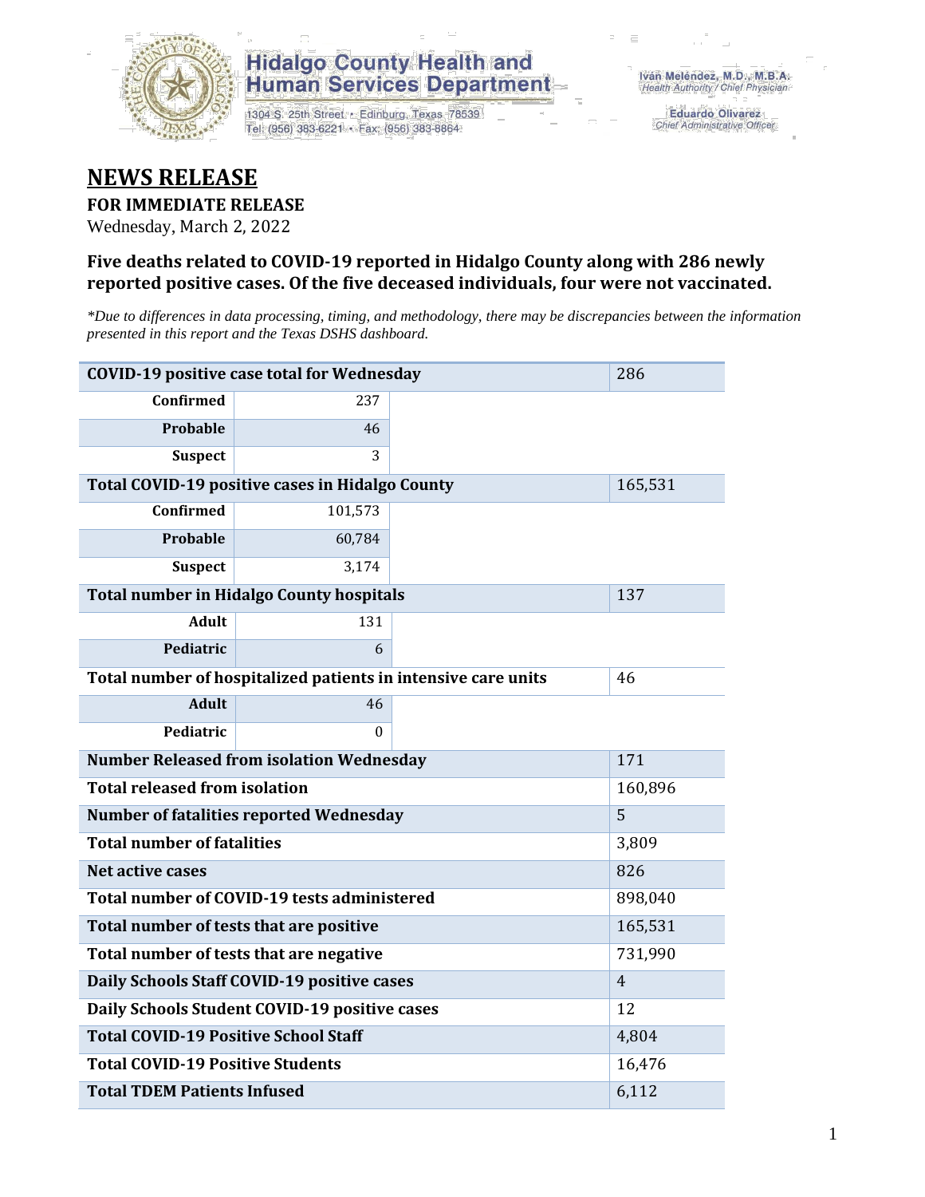Hidalgo County Health and Human Services Department

1304 S. 25th Street • Edinburg, Texas 78539
Tel: (956) 383-6221 • Fax: (956) 383-8864

Iván Meléndez, M.D., M.B.A.
Health Authority / Chief Physician

Eduardo Olivarez
Chief Administrative Officer

# NEWS RELEASE

**FOR IMMEDIATE RELEASE**

Wednesday, March 2, 2022

### Five deaths related to COVID-19 reported in Hidalgo County along with 286 newly reported positive cases. Of the five deceased individuals, four were not vaccinated.

*\*Due to differences in data processing, timing, and methodology, there may be discrepancies between the information presented in this report and the Texas DSHS dashboard.*

| Category | Subcategory | Value |
|---|---|---|
| **COVID-19 positive case total for Wednesday** | | 286 |
| **Confirmed** | 237 | |
| **Probable** | 46 | |
| **Suspect** | 3 | |
| **Total COVID-19 positive cases in Hidalgo County** | | 165,531 |
| **Confirmed** | 101,573 | |
| **Probable** | 60,784 | |
| **Suspect** | 3,174 | |
| **Total number in Hidalgo County hospitals** | | 137 |
| **Adult** | 131 | |
| **Pediatric** | 6 | |
| **Total number of hospitalized patients in intensive care units** | | 46 |
| **Adult** | 46 | |
| **Pediatric** | 0 | |
| **Number Released from isolation Wednesday** | | 171 |
| **Total released from isolation** | | 160,896 |
| **Number of fatalities reported Wednesday** | | 5 |
| **Total number of fatalities** | | 3,809 |
| **Net active cases** | | 826 |
| **Total number of COVID-19 tests administered** | | 898,040 |
| **Total number of tests that are positive** | | 165,531 |
| **Total number of tests that are negative** | | 731,990 |
| **Daily Schools Staff COVID-19 positive cases** | | 4 |
| **Daily Schools Student COVID-19 positive cases** | | 12 |
| **Total COVID-19 Positive School Staff** | | 4,804 |
| **Total COVID-19 Positive Students** | | 16,476 |
| **Total TDEM Patients Infused** | | 6,112 |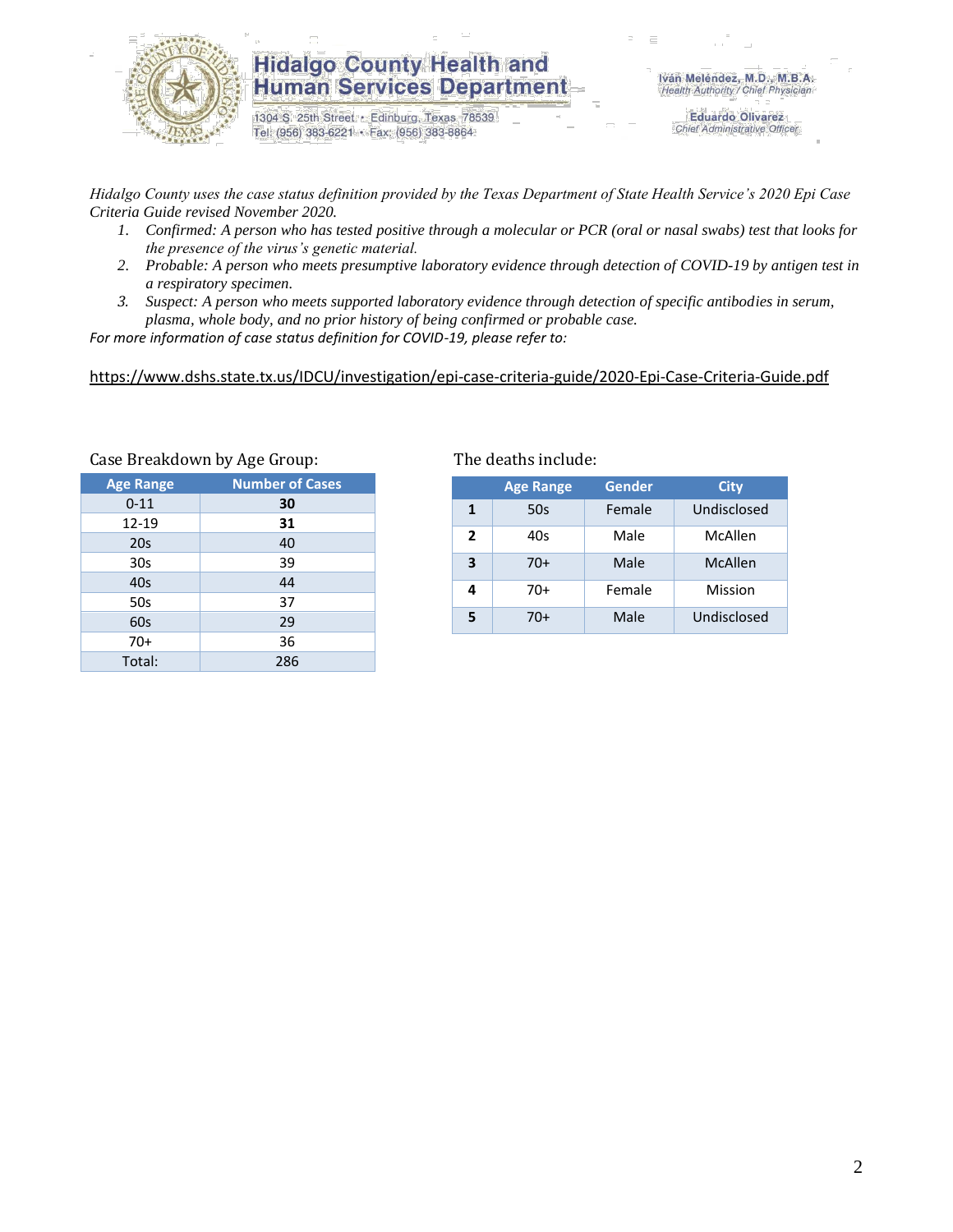*Hidalgo County uses the case status definition provided by the Texas Department of State Health Service's 2020 Epi Case Criteria Guide revised November 2020.*

1. *Confirmed: A person who has tested positive through a molecular or PCR (oral or nasal swabs) test that looks for the presence of the virus's genetic material.*
2. *Probable: A person who meets presumptive laboratory evidence through detection of COVID-19 by antigen test in a respiratory specimen.*
3. *Suspect: A person who meets supported laboratory evidence through detection of specific antibodies in serum, plasma, whole body, and no prior history of being confirmed or probable case.*

*For more information of case status definition for COVID-19, please refer to:*

https://www.dshs.state.tx.us/IDCU/investigation/epi-case-criteria-guide/2020-Epi-Case-Criteria-Guide.pdf

Case Breakdown by Age Group:

| Age Range | Number of Cases |
|---|---|
| 0-11 | **30** |
| 12-19 | **31** |
| 20s | 40 |
| 30s | 39 |
| 40s | 44 |
| 50s | 37 |
| 60s | 29 |
| 70+ | 36 |
| Total: | 286 |

The deaths include:

| | Age Range | Gender | City |
|---|---|---|---|
| **1** | 50s | Female | Undisclosed |
| **2** | 40s | Male | McAllen |
| **3** | 70+ | Male | McAllen |
| **4** | 70+ | Female | Mission |
| **5** | 70+ | Male | Undisclosed |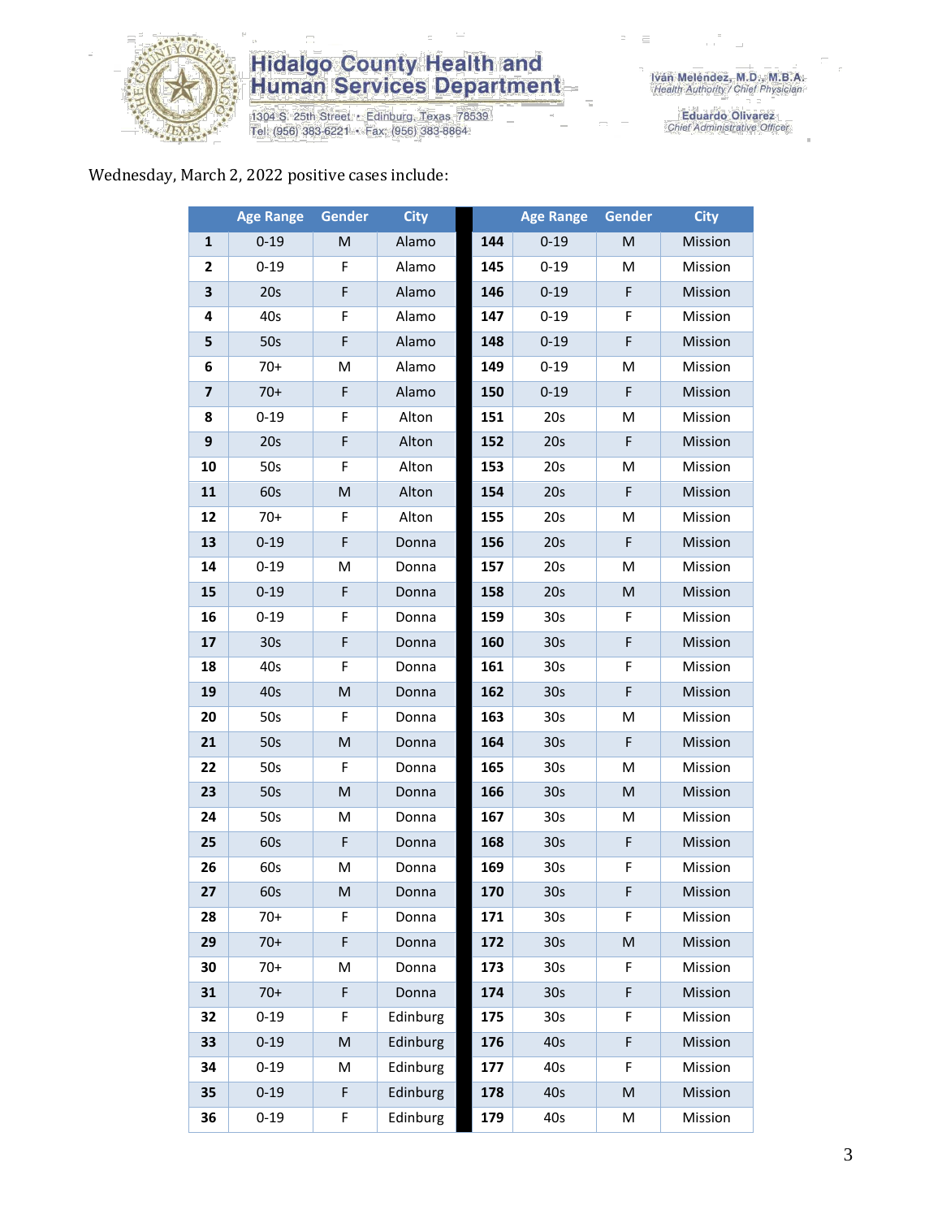Wednesday, March 2, 2022 positive cases include:

| | Age Range | Gender | City | | Age Range | Gender | City |
|---|---|---|---|---|---|---|---|
| **1** | 0-19 | M | Alamo | **144** | 0-19 | M | Mission |
| **2** | 0-19 | F | Alamo | **145** | 0-19 | M | Mission |
| **3** | 20s | F | Alamo | **146** | 0-19 | F | Mission |
| **4** | 40s | F | Alamo | **147** | 0-19 | F | Mission |
| **5** | 50s | F | Alamo | **148** | 0-19 | F | Mission |
| **6** | 70+ | M | Alamo | **149** | 0-19 | M | Mission |
| **7** | 70+ | F | Alamo | **150** | 0-19 | F | Mission |
| **8** | 0-19 | F | Alton | **151** | 20s | M | Mission |
| **9** | 20s | F | Alton | **152** | 20s | F | Mission |
| **10** | 50s | F | Alton | **153** | 20s | M | Mission |
| **11** | 60s | M | Alton | **154** | 20s | F | Mission |
| **12** | 70+ | F | Alton | **155** | 20s | M | Mission |
| **13** | 0-19 | F | Donna | **156** | 20s | F | Mission |
| **14** | 0-19 | M | Donna | **157** | 20s | M | Mission |
| **15** | 0-19 | F | Donna | **158** | 20s | M | Mission |
| **16** | 0-19 | F | Donna | **159** | 30s | F | Mission |
| **17** | 30s | F | Donna | **160** | 30s | F | Mission |
| **18** | 40s | F | Donna | **161** | 30s | F | Mission |
| **19** | 40s | M | Donna | **162** | 30s | F | Mission |
| **20** | 50s | F | Donna | **163** | 30s | M | Mission |
| **21** | 50s | M | Donna | **164** | 30s | F | Mission |
| **22** | 50s | F | Donna | **165** | 30s | M | Mission |
| **23** | 50s | M | Donna | **166** | 30s | M | Mission |
| **24** | 50s | M | Donna | **167** | 30s | M | Mission |
| **25** | 60s | F | Donna | **168** | 30s | F | Mission |
| **26** | 60s | M | Donna | **169** | 30s | F | Mission |
| **27** | 60s | M | Donna | **170** | 30s | F | Mission |
| **28** | 70+ | F | Donna | **171** | 30s | F | Mission |
| **29** | 70+ | F | Donna | **172** | 30s | M | Mission |
| **30** | 70+ | M | Donna | **173** | 30s | F | Mission |
| **31** | 70+ | F | Donna | **174** | 30s | F | Mission |
| **32** | 0-19 | F | Edinburg | **175** | 30s | F | Mission |
| **33** | 0-19 | M | Edinburg | **176** | 40s | F | Mission |
| **34** | 0-19 | M | Edinburg | **177** | 40s | F | Mission |
| **35** | 0-19 | F | Edinburg | **178** | 40s | M | Mission |
| **36** | 0-19 | F | Edinburg | **179** | 40s | M | Mission |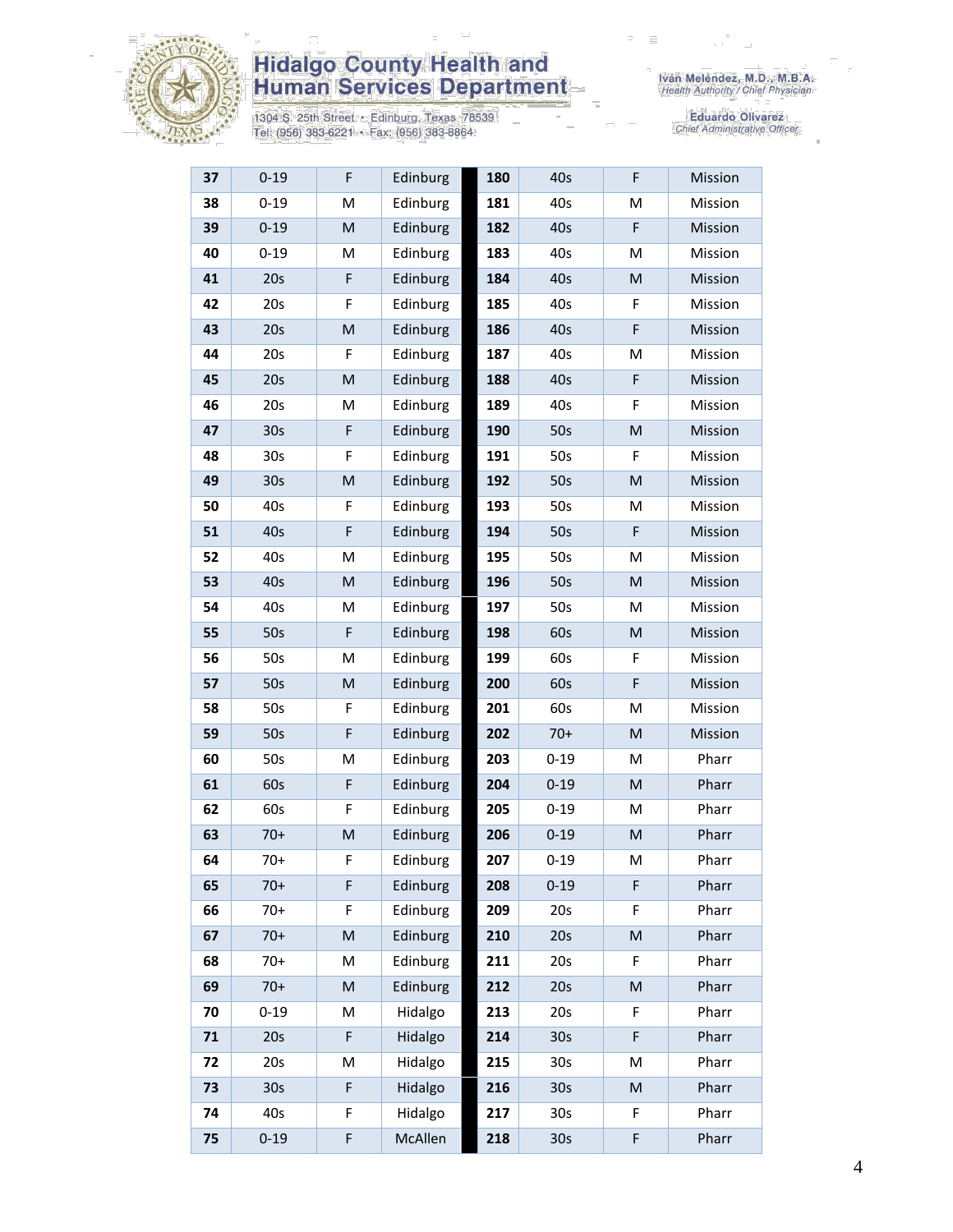| | | | |
|---|---|---|---|
| **37** | 0-19 | F | Edinburg |
| **38** | 0-19 | M | Edinburg |
| **39** | 0-19 | M | Edinburg |
| **40** | 0-19 | M | Edinburg |
| **41** | 20s | F | Edinburg |
| **42** | 20s | F | Edinburg |
| **43** | 20s | M | Edinburg |
| **44** | 20s | F | Edinburg |
| **45** | 20s | M | Edinburg |
| **46** | 20s | M | Edinburg |
| **47** | 30s | F | Edinburg |
| **48** | 30s | F | Edinburg |
| **49** | 30s | M | Edinburg |
| **50** | 40s | F | Edinburg |
| **51** | 40s | F | Edinburg |
| **52** | 40s | M | Edinburg |
| **53** | 40s | M | Edinburg |
| **54** | 40s | M | Edinburg |
| **55** | 50s | F | Edinburg |
| **56** | 50s | M | Edinburg |
| **57** | 50s | M | Edinburg |
| **58** | 50s | F | Edinburg |
| **59** | 50s | F | Edinburg |
| **60** | 50s | M | Edinburg |
| **61** | 60s | F | Edinburg |
| **62** | 60s | F | Edinburg |
| **63** | 70+ | M | Edinburg |
| **64** | 70+ | F | Edinburg |
| **65** | 70+ | F | Edinburg |
| **66** | 70+ | F | Edinburg |
| **67** | 70+ | M | Edinburg |
| **68** | 70+ | M | Edinburg |
| **69** | 70+ | M | Edinburg |
| **70** | 0-19 | M | Hidalgo |
| **71** | 20s | F | Hidalgo |
| **72** | 20s | M | Hidalgo |
| **73** | 30s | F | Hidalgo |
| **74** | 40s | F | Hidalgo |
| **75** | 0-19 | F | McAllen |
| **180** | 40s | F | Mission |
| **181** | 40s | M | Mission |
| **182** | 40s | F | Mission |
| **183** | 40s | M | Mission |
| **184** | 40s | M | Mission |
| **185** | 40s | F | Mission |
| **186** | 40s | F | Mission |
| **187** | 40s | M | Mission |
| **188** | 40s | F | Mission |
| **189** | 40s | F | Mission |
| **190** | 50s | M | Mission |
| **191** | 50s | F | Mission |
| **192** | 50s | M | Mission |
| **193** | 50s | M | Mission |
| **194** | 50s | F | Mission |
| **195** | 50s | M | Mission |
| **196** | 50s | M | Mission |
| **197** | 50s | M | Mission |
| **198** | 60s | M | Mission |
| **199** | 60s | F | Mission |
| **200** | 60s | F | Mission |
| **201** | 60s | M | Mission |
| **202** | 70+ | M | Mission |
| **203** | 0-19 | M | Pharr |
| **204** | 0-19 | M | Pharr |
| **205** | 0-19 | M | Pharr |
| **206** | 0-19 | M | Pharr |
| **207** | 0-19 | M | Pharr |
| **208** | 0-19 | F | Pharr |
| **209** | 20s | F | Pharr |
| **210** | 20s | M | Pharr |
| **211** | 20s | F | Pharr |
| **212** | 20s | M | Pharr |
| **213** | 20s | F | Pharr |
| **214** | 30s | F | Pharr |
| **215** | 30s | M | Pharr |
| **216** | 30s | M | Pharr |
| **217** | 30s | F | Pharr |
| **218** | 30s | F | Pharr |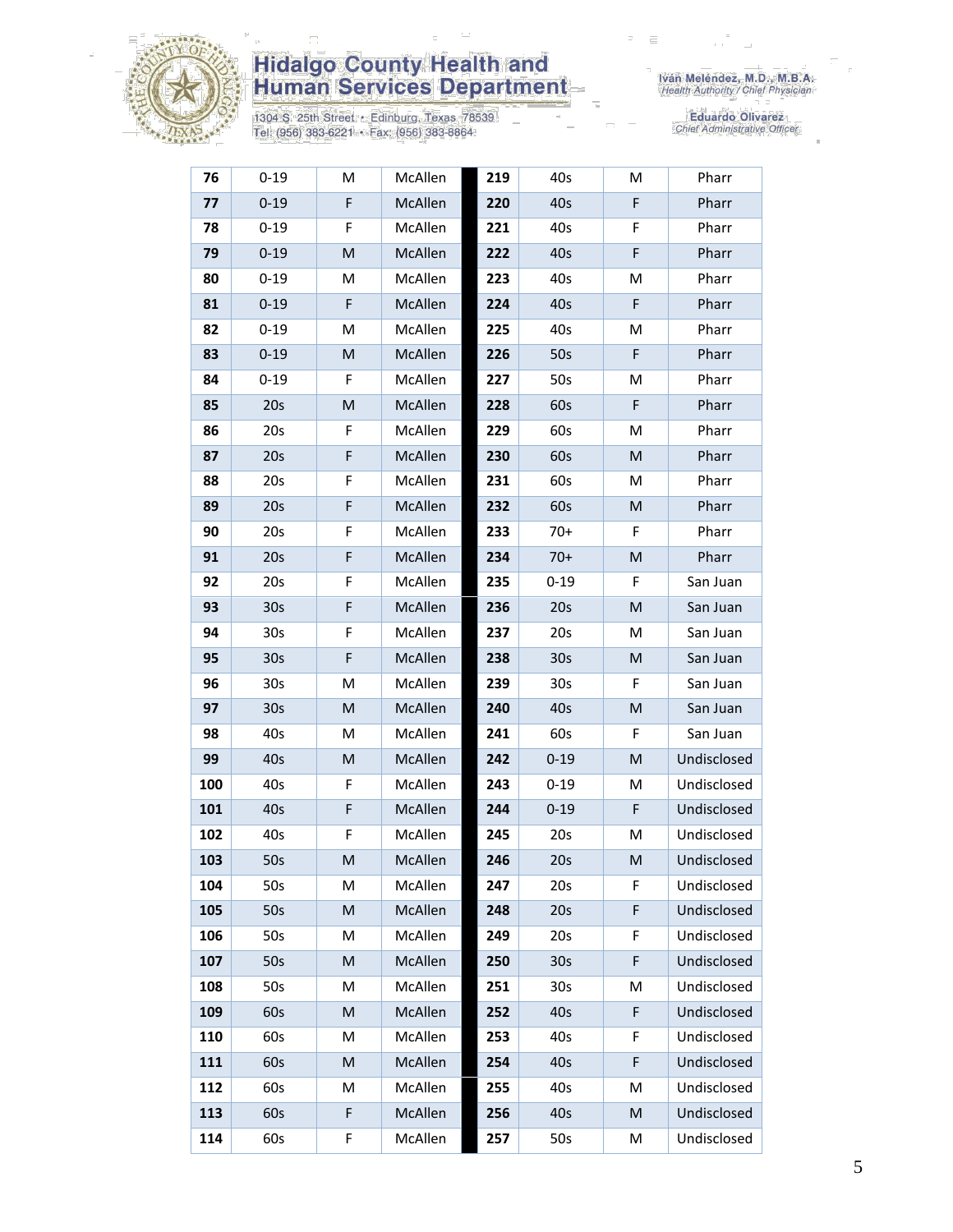# Hidalgo County Health and Human Services Department

1304 S. 25th Street • Edinburg, Texas 78539
Tel: (956) 383-6221 • Fax: (956) 383-8864

Iván Meléndez, M.D., M.B.A.
*Health Authority / Chief Physician*

Eduardo Olivarez
*Chief Administrative Officer*

| | | | | | | | |
|---|---|---|---|---|---|---|---|
| **76** | 0-19 | M | McAllen | **219** | 40s | M | Pharr |
| **77** | 0-19 | F | McAllen | **220** | 40s | F | Pharr |
| **78** | 0-19 | F | McAllen | **221** | 40s | F | Pharr |
| **79** | 0-19 | M | McAllen | **222** | 40s | F | Pharr |
| **80** | 0-19 | M | McAllen | **223** | 40s | M | Pharr |
| **81** | 0-19 | F | McAllen | **224** | 40s | F | Pharr |
| **82** | 0-19 | M | McAllen | **225** | 40s | M | Pharr |
| **83** | 0-19 | M | McAllen | **226** | 50s | F | Pharr |
| **84** | 0-19 | F | McAllen | **227** | 50s | M | Pharr |
| **85** | 20s | M | McAllen | **228** | 60s | F | Pharr |
| **86** | 20s | F | McAllen | **229** | 60s | M | Pharr |
| **87** | 20s | F | McAllen | **230** | 60s | M | Pharr |
| **88** | 20s | F | McAllen | **231** | 60s | M | Pharr |
| **89** | 20s | F | McAllen | **232** | 60s | M | Pharr |
| **90** | 20s | F | McAllen | **233** | 70+ | F | Pharr |
| **91** | 20s | F | McAllen | **234** | 70+ | M | Pharr |
| **92** | 20s | F | McAllen | **235** | 0-19 | F | San Juan |
| **93** | 30s | F | McAllen | **236** | 20s | M | San Juan |
| **94** | 30s | F | McAllen | **237** | 20s | M | San Juan |
| **95** | 30s | F | McAllen | **238** | 30s | M | San Juan |
| **96** | 30s | M | McAllen | **239** | 30s | F | San Juan |
| **97** | 30s | M | McAllen | **240** | 40s | M | San Juan |
| **98** | 40s | M | McAllen | **241** | 60s | F | San Juan |
| **99** | 40s | M | McAllen | **242** | 0-19 | M | Undisclosed |
| **100** | 40s | F | McAllen | **243** | 0-19 | M | Undisclosed |
| **101** | 40s | F | McAllen | **244** | 0-19 | F | Undisclosed |
| **102** | 40s | F | McAllen | **245** | 20s | M | Undisclosed |
| **103** | 50s | M | McAllen | **246** | 20s | M | Undisclosed |
| **104** | 50s | M | McAllen | **247** | 20s | F | Undisclosed |
| **105** | 50s | M | McAllen | **248** | 20s | F | Undisclosed |
| **106** | 50s | M | McAllen | **249** | 20s | F | Undisclosed |
| **107** | 50s | M | McAllen | **250** | 30s | F | Undisclosed |
| **108** | 50s | M | McAllen | **251** | 30s | M | Undisclosed |
| **109** | 60s | M | McAllen | **252** | 40s | F | Undisclosed |
| **110** | 60s | M | McAllen | **253** | 40s | F | Undisclosed |
| **111** | 60s | M | McAllen | **254** | 40s | F | Undisclosed |
| **112** | 60s | M | McAllen | **255** | 40s | M | Undisclosed |
| **113** | 60s | F | McAllen | **256** | 40s | M | Undisclosed |
| **114** | 60s | F | McAllen | **257** | 50s | M | Undisclosed |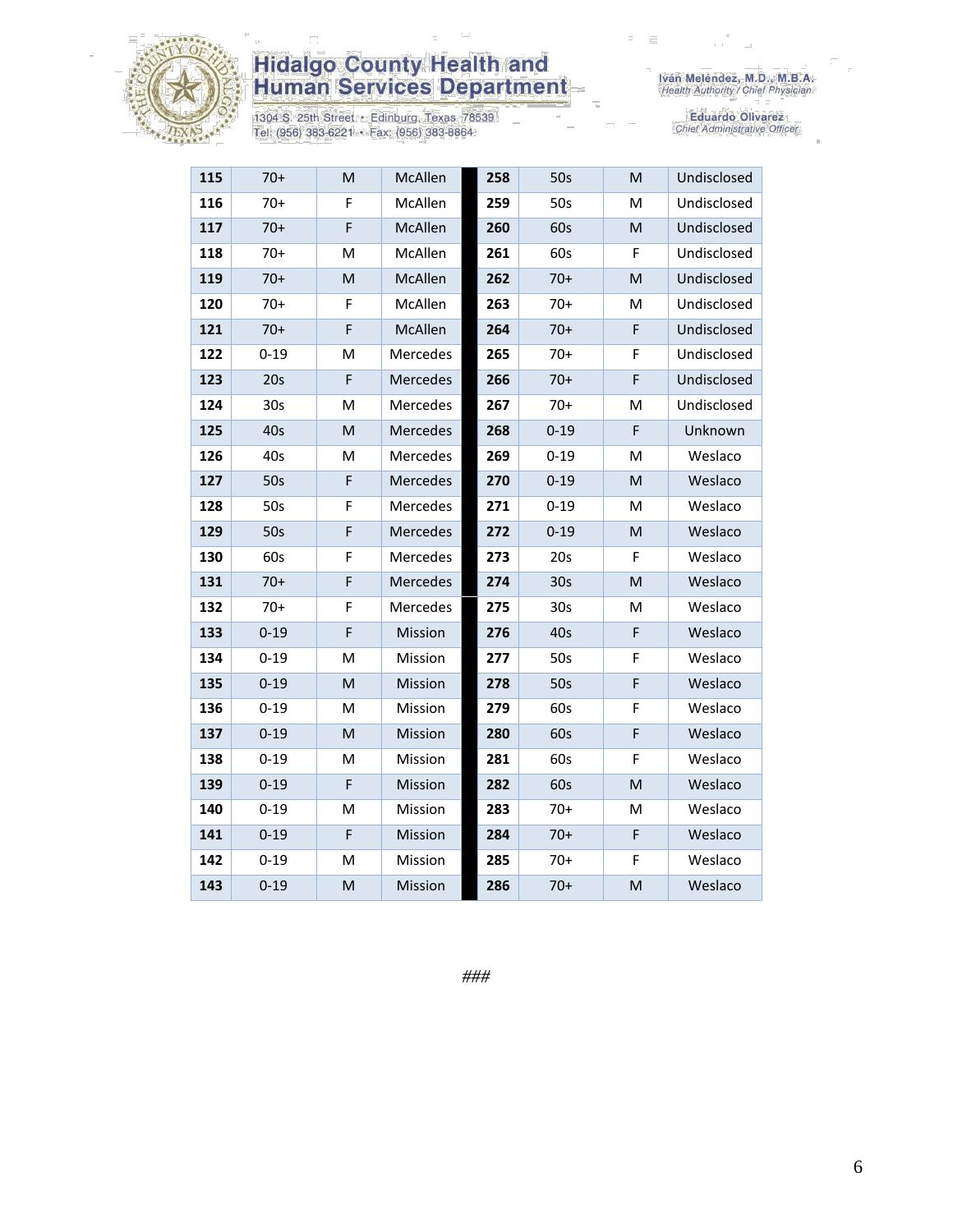| | | | | | | | | |
|---|---|---|---|---|---|---|---|---|
| **115** | 70+ | M | McAllen | | **258** | 50s | M | Undisclosed |
| **116** | 70+ | F | McAllen | | **259** | 50s | M | Undisclosed |
| **117** | 70+ | F | McAllen | | **260** | 60s | M | Undisclosed |
| **118** | 70+ | M | McAllen | | **261** | 60s | F | Undisclosed |
| **119** | 70+ | M | McAllen | | **262** | 70+ | M | Undisclosed |
| **120** | 70+ | F | McAllen | | **263** | 70+ | M | Undisclosed |
| **121** | 70+ | F | McAllen | | **264** | 70+ | F | Undisclosed |
| **122** | 0-19 | M | Mercedes | | **265** | 70+ | F | Undisclosed |
| **123** | 20s | F | Mercedes | | **266** | 70+ | F | Undisclosed |
| **124** | 30s | M | Mercedes | | **267** | 70+ | M | Undisclosed |
| **125** | 40s | M | Mercedes | | **268** | 0-19 | F | Unknown |
| **126** | 40s | M | Mercedes | | **269** | 0-19 | M | Weslaco |
| **127** | 50s | F | Mercedes | | **270** | 0-19 | M | Weslaco |
| **128** | 50s | F | Mercedes | | **271** | 0-19 | M | Weslaco |
| **129** | 50s | F | Mercedes | | **272** | 0-19 | M | Weslaco |
| **130** | 60s | F | Mercedes | | **273** | 20s | F | Weslaco |
| **131** | 70+ | F | Mercedes | | **274** | 30s | M | Weslaco |
| **132** | 70+ | F | Mercedes | | **275** | 30s | M | Weslaco |
| **133** | 0-19 | F | Mission | | **276** | 40s | F | Weslaco |
| **134** | 0-19 | M | Mission | | **277** | 50s | F | Weslaco |
| **135** | 0-19 | M | Mission | | **278** | 50s | F | Weslaco |
| **136** | 0-19 | M | Mission | | **279** | 60s | F | Weslaco |
| **137** | 0-19 | M | Mission | | **280** | 60s | F | Weslaco |
| **138** | 0-19 | M | Mission | | **281** | 60s | F | Weslaco |
| **139** | 0-19 | F | Mission | | **282** | 60s | M | Weslaco |
| **140** | 0-19 | M | Mission | | **283** | 70+ | M | Weslaco |
| **141** | 0-19 | F | Mission | | **284** | 70+ | F | Weslaco |
| **142** | 0-19 | M | Mission | | **285** | 70+ | F | Weslaco |
| **143** | 0-19 | M | Mission | | **286** | 70+ | M | Weslaco |

###